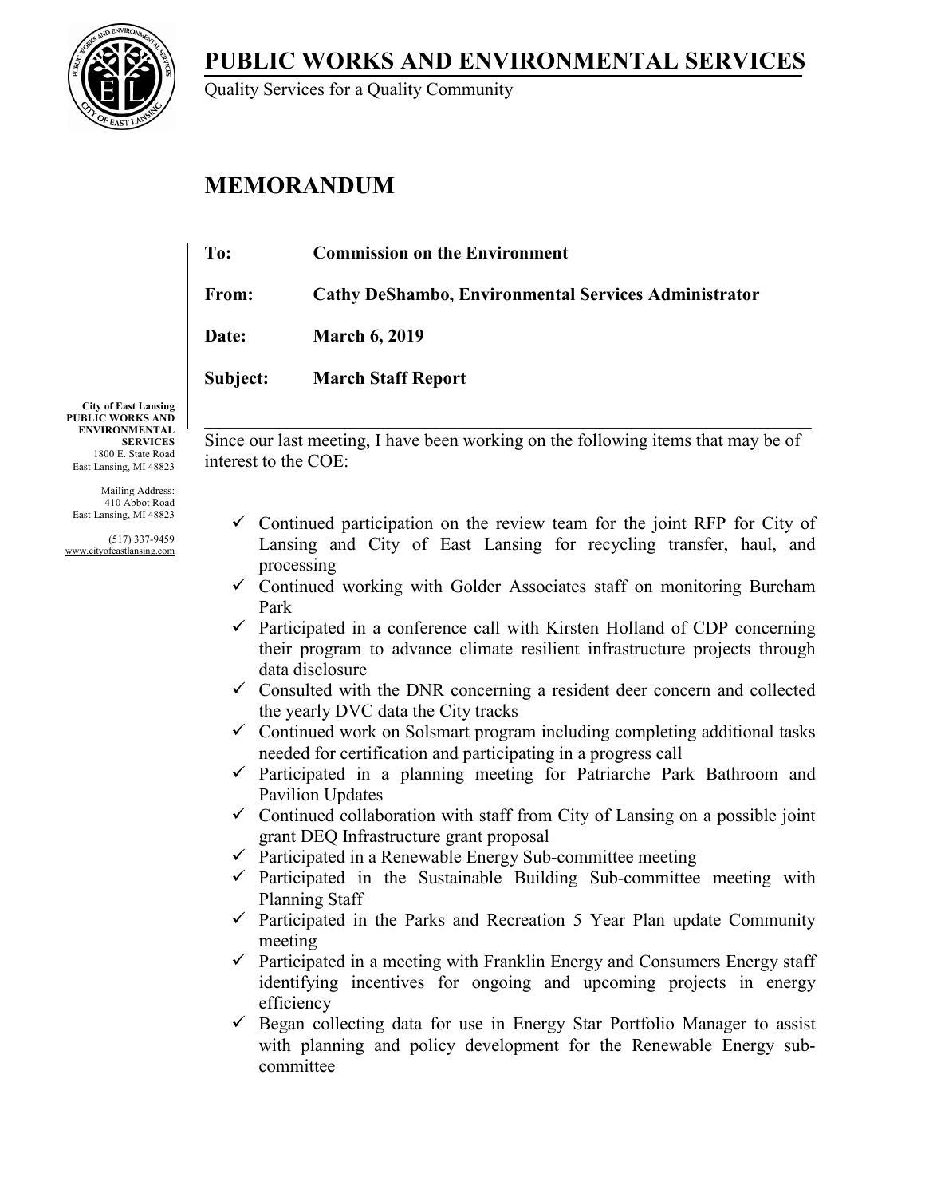# PUBLIC WORKS AND ENVIRONMENTAL SERVICES

Quality Services for a Quality Community

**City of East Lansing**
**PUBLIC WORKS AND ENVIRONMENTAL SERVICES**
1800 E. State Road
East Lansing, MI 48823

Mailing Address:
410 Abbot Road
East Lansing, MI 48823

(517) 337-9459
www.cityofeastlansing.com

## MEMORANDUM

**To:** **Commission on the Environment**

**From:** **Cathy DeShambo, Environmental Services Administrator**

**Date:** **March 6, 2019**

**Subject:** **March Staff Report**

---

Since our last meeting, I have been working on the following items that may be of interest to the COE:

- ✓ Continued participation on the review team for the joint RFP for City of Lansing and City of East Lansing for recycling transfer, haul, and processing
- ✓ Continued working with Golder Associates staff on monitoring Burcham Park
- ✓ Participated in a conference call with Kirsten Holland of CDP concerning their program to advance climate resilient infrastructure projects through data disclosure
- ✓ Consulted with the DNR concerning a resident deer concern and collected the yearly DVC data the City tracks
- ✓ Continued work on Solsmart program including completing additional tasks needed for certification and participating in a progress call
- ✓ Participated in a planning meeting for Patriarche Park Bathroom and Pavilion Updates
- ✓ Continued collaboration with staff from City of Lansing on a possible joint grant DEQ Infrastructure grant proposal
- ✓ Participated in a Renewable Energy Sub-committee meeting
- ✓ Participated in the Sustainable Building Sub-committee meeting with Planning Staff
- ✓ Participated in the Parks and Recreation 5 Year Plan update Community meeting
- ✓ Participated in a meeting with Franklin Energy and Consumers Energy staff identifying incentives for ongoing and upcoming projects in energy efficiency
- ✓ Began collecting data for use in Energy Star Portfolio Manager to assist with planning and policy development for the Renewable Energy sub-committee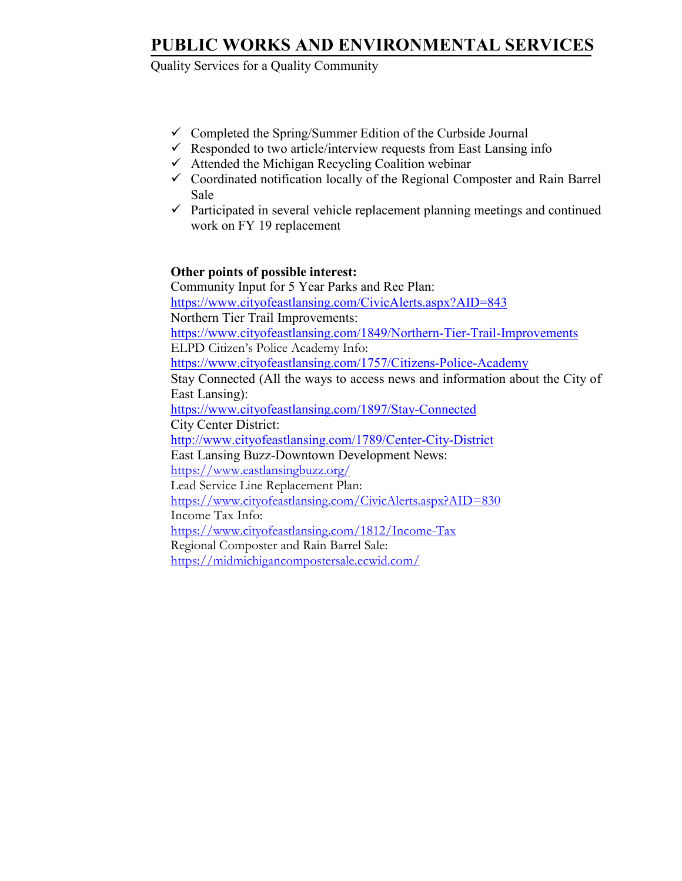# PUBLIC WORKS AND ENVIRONMENTAL SERVICES

Quality Services for a Quality Community

- ✓ Completed the Spring/Summer Edition of the Curbside Journal
- ✓ Responded to two article/interview requests from East Lansing info
- ✓ Attended the Michigan Recycling Coalition webinar
- ✓ Coordinated notification locally of the Regional Composter and Rain Barrel Sale
- ✓ Participated in several vehicle replacement planning meetings and continued work on FY 19 replacement

**Other points of possible interest:**

Community Input for 5 Year Parks and Rec Plan:
https://www.cityofeastlansing.com/CivicAlerts.aspx?AID=843

Northern Tier Trail Improvements:
https://www.cityofeastlansing.com/1849/Northern-Tier-Trail-Improvements

ELPD Citizen's Police Academy Info:
https://www.cityofeastlansing.com/1757/Citizens-Police-Academy

Stay Connected (All the ways to access news and information about the City of East Lansing):
https://www.cityofeastlansing.com/1897/Stay-Connected

City Center District:
http://www.cityofeastlansing.com/1789/Center-City-District

East Lansing Buzz-Downtown Development News:
https://www.eastlansingbuzz.org/

Lead Service Line Replacement Plan:
https://www.cityofeastlansing.com/CivicAlerts.aspx?AID=830

Income Tax Info:
https://www.cityofeastlansing.com/1812/Income-Tax

Regional Composter and Rain Barrel Sale:
https://midmichigancompostersale.ecwid.com/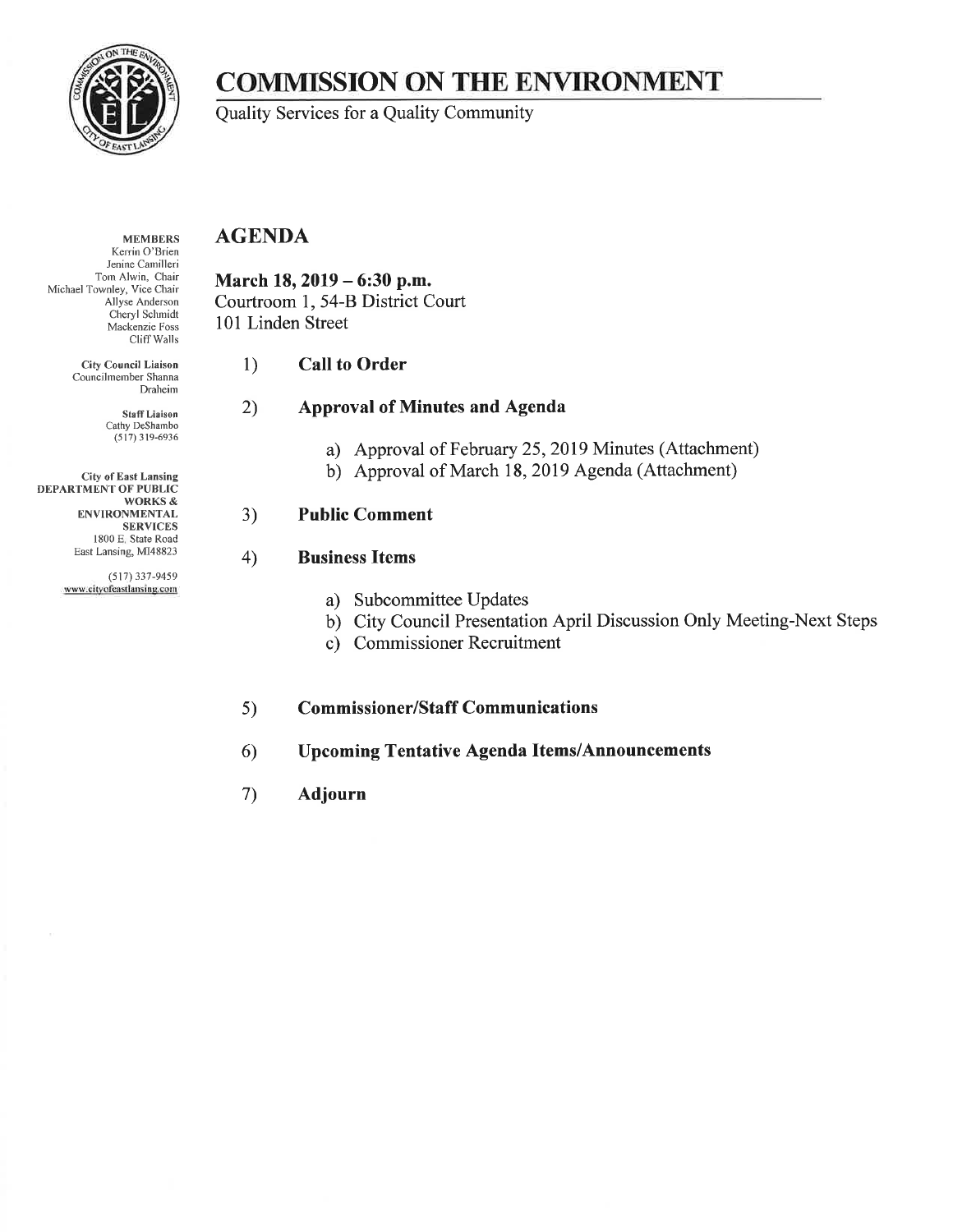# COMMISSION ON THE ENVIRONMENT

Quality Services for a Quality Community

**MEMBERS**
Kerrin O'Brien
Jenine Camilleri
Tom Alwin, Chair
Michael Townley, Vice Chair
Allyse Anderson
Cheryl Schmidt
Mackenzie Foss
Cliff Walls

**City Council Liaison**
Councilmember Shanna Draheim

**Staff Liaison**
Cathy DeShambo
(517) 319-6936

**City of East Lansing**
**DEPARTMENT OF PUBLIC WORKS & ENVIRONMENTAL SERVICES**
1800 E. State Road
East Lansing, MI48823

(517) 337-9459
www.cityofeastlansing.com

## AGENDA

**March 18, 2019 – 6:30 p.m.**
Courtroom 1, 54-B District Court
101 Linden Street

1) **Call to Order**

2) **Approval of Minutes and Agenda**
   a) Approval of February 25, 2019 Minutes (Attachment)
   b) Approval of March 18, 2019 Agenda (Attachment)

3) **Public Comment**

4) **Business Items**
   a) Subcommittee Updates
   b) City Council Presentation April Discussion Only Meeting-Next Steps
   c) Commissioner Recruitment

5) **Commissioner/Staff Communications**

6) **Upcoming Tentative Agenda Items/Announcements**

7) **Adjourn**